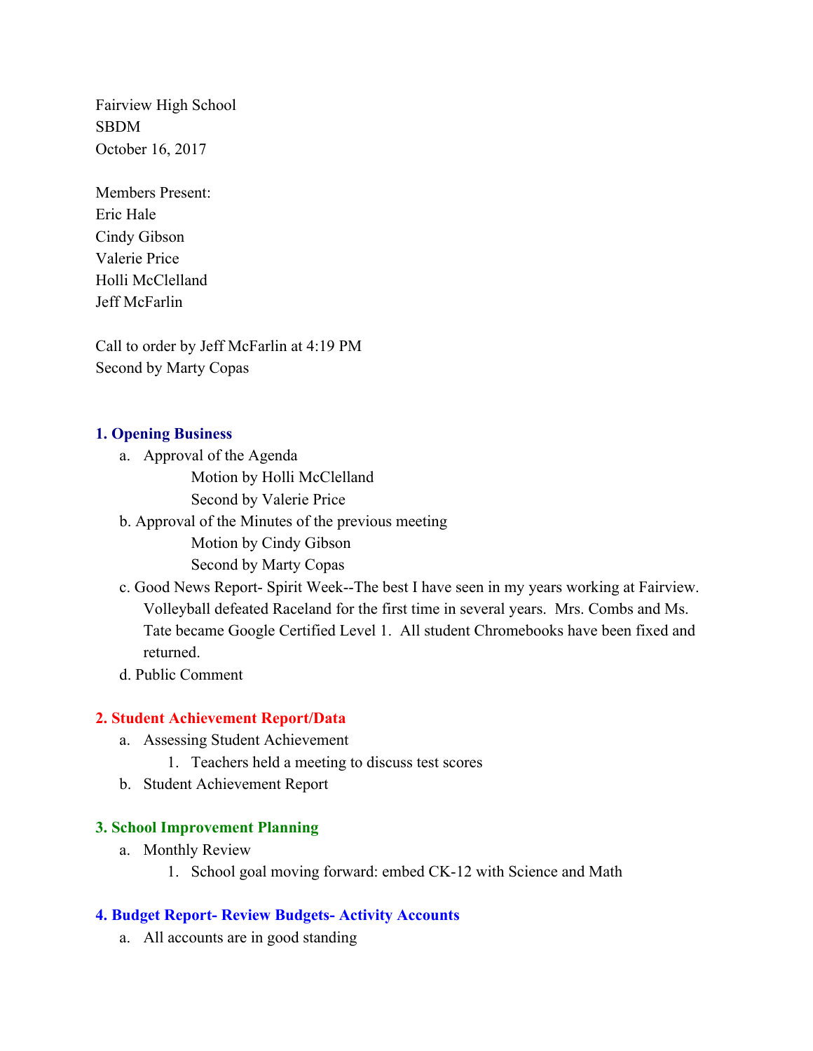Fairview High School
SBDM
October 16, 2017

Members Present:
Eric Hale
Cindy Gibson
Valerie Price
Holli McClelland
Jeff McFarlin

Call to order by Jeff McFarlin at 4:19 PM
Second by Marty Copas

## 1. Opening Business

a. Approval of the Agenda
   Motion by Holli McClelland
   Second by Valerie Price

b. Approval of the Minutes of the previous meeting
   Motion by Cindy Gibson
   Second by Marty Copas

c. Good News Report- Spirit Week--The best I have seen in my years working at Fairview. Volleyball defeated Raceland for the first time in several years. Mrs. Combs and Ms. Tate became Google Certified Level 1. All student Chromebooks have been fixed and returned.

d. Public Comment

## 2. Student Achievement Report/Data

a. Assessing Student Achievement
   1. Teachers held a meeting to discuss test scores

b. Student Achievement Report

## 3. School Improvement Planning

a. Monthly Review
   1. School goal moving forward: embed CK-12 with Science and Math

## 4. Budget Report- Review Budgets- Activity Accounts

a. All accounts are in good standing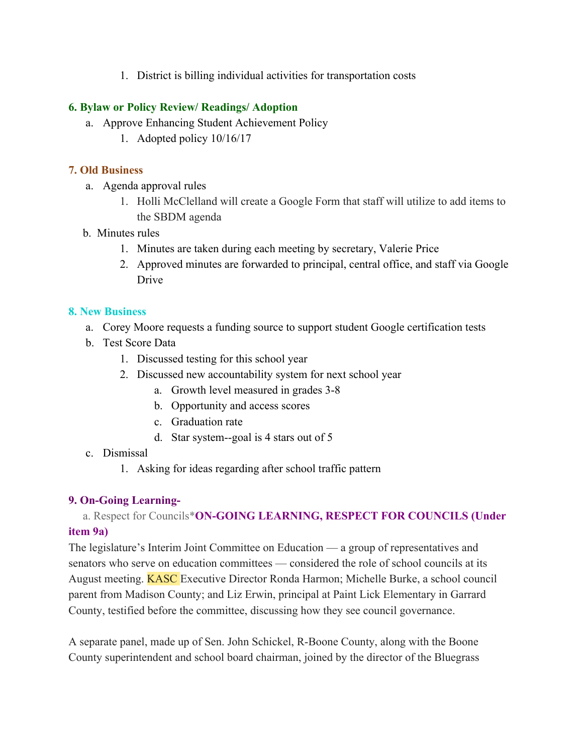1. District is billing individual activities for transportation costs

### 6. Bylaw or Policy Review/ Readings/ Adoption

a. Approve Enhancing Student Achievement Policy
    1. Adopted policy 10/16/17

### 7. Old Business

a. Agenda approval rules
    1. Holli McClelland will create a Google Form that staff will utilize to add items to the SBDM agenda

b. Minutes rules
    1. Minutes are taken during each meeting by secretary, Valerie Price
    2. Approved minutes are forwarded to principal, central office, and staff via Google Drive

### 8. New Business

a. Corey Moore requests a funding source to support student Google certification tests

b. Test Score Data
    1. Discussed testing for this school year
    2. Discussed new accountability system for next school year
        a. Growth level measured in grades 3-8
        b. Opportunity and access scores
        c. Graduation rate
        d. Star system--goal is 4 stars out of 5

c. Dismissal
    1. Asking for ideas regarding after school traffic pattern

### 9. On-Going Learning-

a. Respect for Councils***ON-GOING LEARNING, RESPECT FOR COUNCILS (Under item 9a)**

The legislature's Interim Joint Committee on Education — a group of representatives and senators who serve on education committees — considered the role of school councils at its August meeting. KASC Executive Director Ronda Harmon; Michelle Burke, a school council parent from Madison County; and Liz Erwin, principal at Paint Lick Elementary in Garrard County, testified before the committee, discussing how they see council governance.

A separate panel, made up of Sen. John Schickel, R-Boone County, along with the Boone County superintendent and school board chairman, joined by the director of the Bluegrass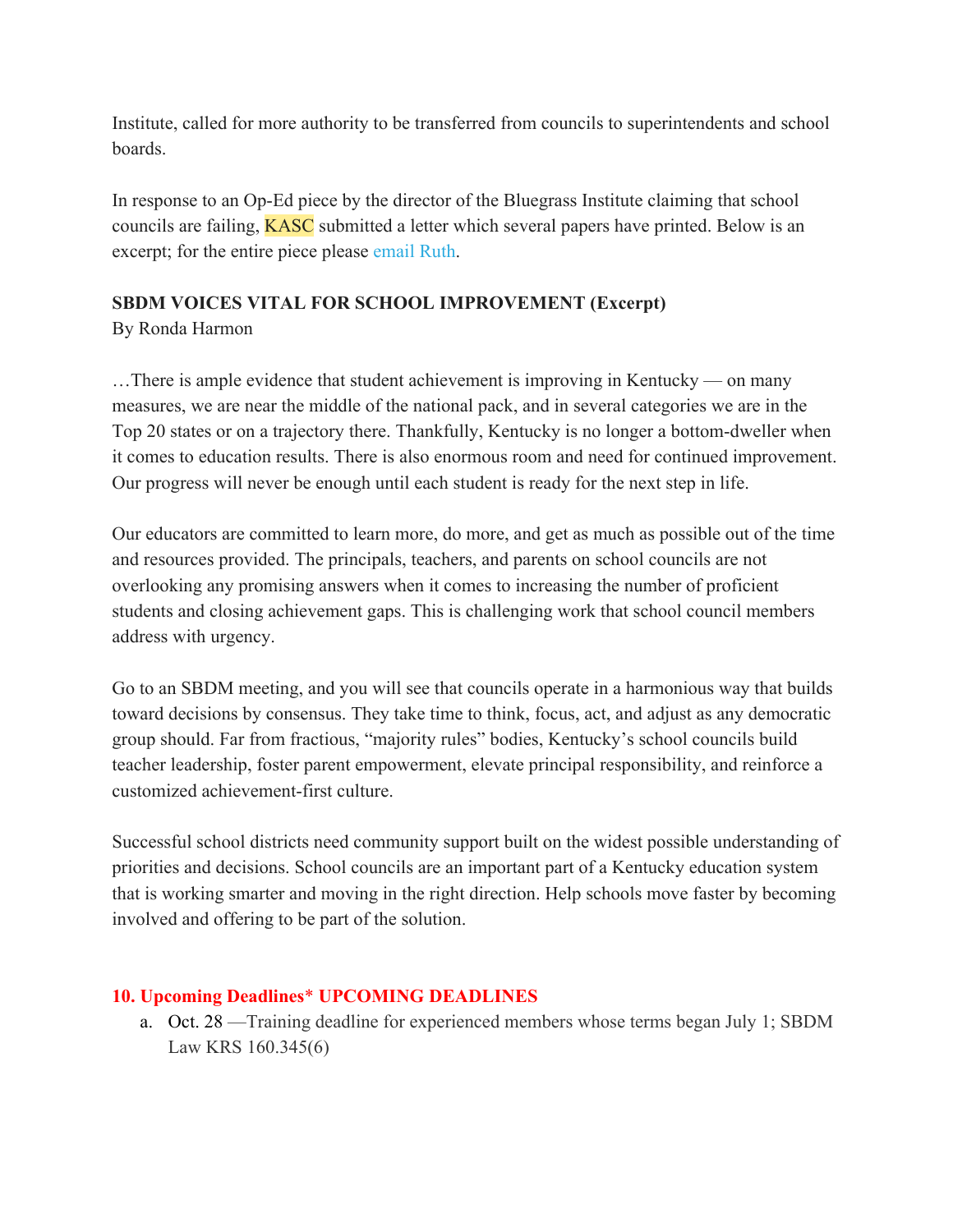Institute, called for more authority to be transferred from councils to superintendents and school boards.

In response to an Op-Ed piece by the director of the Bluegrass Institute claiming that school councils are failing, KASC submitted a letter which several papers have printed. Below is an excerpt; for the entire piece please email Ruth.

**SBDM VOICES VITAL FOR SCHOOL IMPROVEMENT (Excerpt)**
By Ronda Harmon

…There is ample evidence that student achievement is improving in Kentucky — on many measures, we are near the middle of the national pack, and in several categories we are in the Top 20 states or on a trajectory there. Thankfully, Kentucky is no longer a bottom-dweller when it comes to education results. There is also enormous room and need for continued improvement. Our progress will never be enough until each student is ready for the next step in life.

Our educators are committed to learn more, do more, and get as much as possible out of the time and resources provided. The principals, teachers, and parents on school councils are not overlooking any promising answers when it comes to increasing the number of proficient students and closing achievement gaps. This is challenging work that school council members address with urgency.

Go to an SBDM meeting, and you will see that councils operate in a harmonious way that builds toward decisions by consensus. They take time to think, focus, act, and adjust as any democratic group should. Far from fractious, "majority rules" bodies, Kentucky's school councils build teacher leadership, foster parent empowerment, elevate principal responsibility, and reinforce a customized achievement-first culture.

Successful school districts need community support built on the widest possible understanding of priorities and decisions. School councils are an important part of a Kentucky education system that is working smarter and moving in the right direction. Help schools move faster by becoming involved and offering to be part of the solution.

## 10. Upcoming Deadlines* UPCOMING DEADLINES

a. Oct. 28 —Training deadline for experienced members whose terms began July 1; SBDM Law KRS 160.345(6)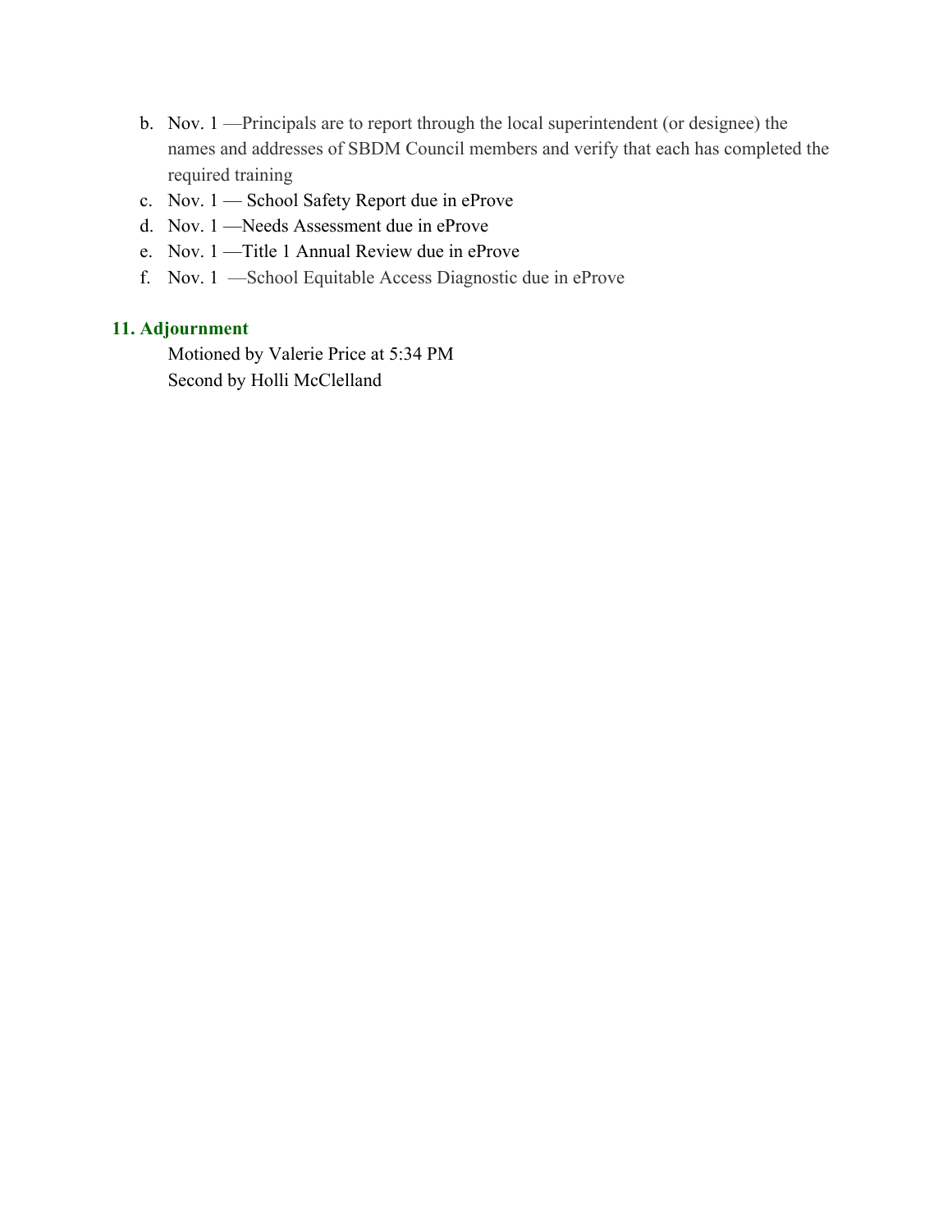b. Nov. 1 —Principals are to report through the local superintendent (or designee) the names and addresses of SBDM Council members and verify that each has completed the required training
c. Nov. 1 — School Safety Report due in eProve
d. Nov. 1 —Needs Assessment due in eProve
e. Nov. 1 —Title 1 Annual Review due in eProve
f. Nov. 1 —School Equitable Access Diagnostic due in eProve

## 11. Adjournment

Motioned by Valerie Price at 5:34 PM
Second by Holli McClelland